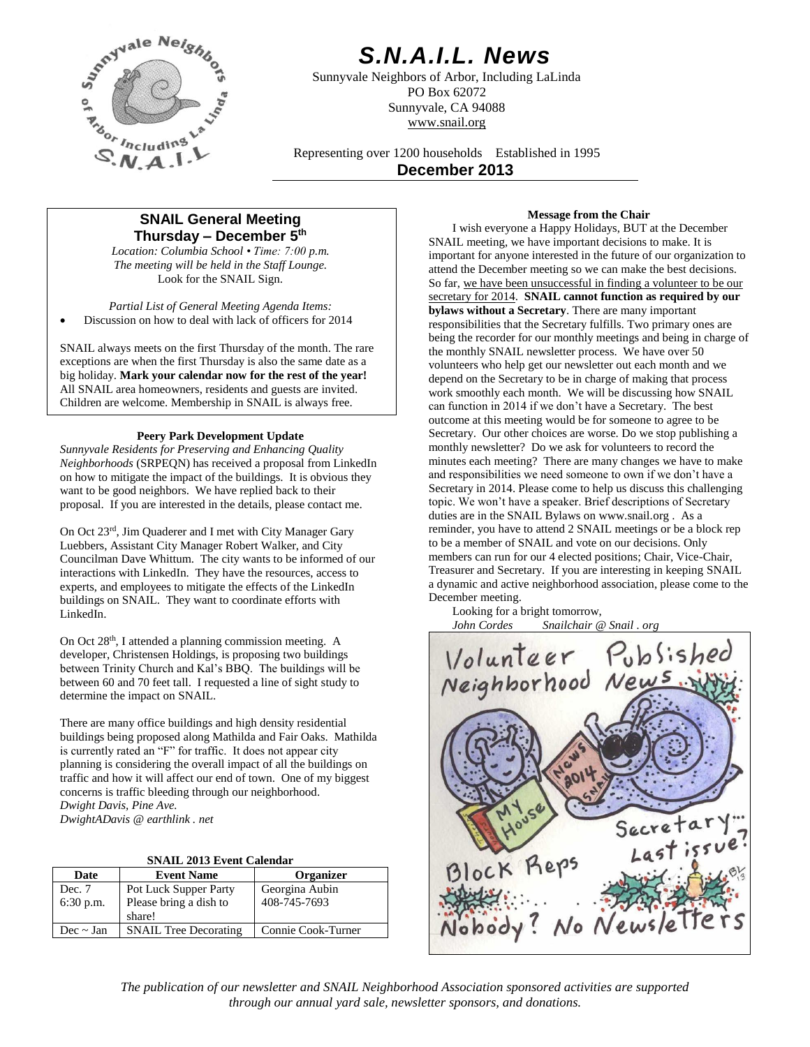# S.N.A.I.L. News

Sunnyvale Neighbors of Arbor, Including LaLinda
PO Box 62072
Sunnyvale, CA 94088
www.snail.org

Representing over 1200 households    Established in 1995

**December 2013**

## SNAIL General Meeting
### Thursday – December 5th

*Location: Columbia School • Time: 7:00 p.m.*
*The meeting will be held in the Staff Lounge.*
Look for the SNAIL Sign.

*Partial List of General Meeting Agenda Items:*

- Discussion on how to deal with lack of officers for 2014

SNAIL always meets on the first Thursday of the month. The rare exceptions are when the first Thursday is also the same date as a big holiday. **Mark your calendar now for the rest of the year!** All SNAIL area homeowners, residents and guests are invited. Children are welcome. Membership in SNAIL is always free.

### Peery Park Development Update

*Sunnyvale Residents for Preserving and Enhancing Quality Neighborhoods* (SRPEQN) has received a proposal from LinkedIn on how to mitigate the impact of the buildings. It is obvious they want to be good neighbors. We have replied back to their proposal. If you are interested in the details, please contact me.

On Oct 23rd, Jim Quaderer and I met with City Manager Gary Luebbers, Assistant City Manager Robert Walker, and City Councilman Dave Whittum. The city wants to be informed of our interactions with LinkedIn. They have the resources, access to experts, and employees to mitigate the effects of the LinkedIn buildings on SNAIL. They want to coordinate efforts with LinkedIn.

On Oct 28th, I attended a planning commission meeting. A developer, Christensen Holdings, is proposing two buildings between Trinity Church and Kal's BBQ. The buildings will be between 60 and 70 feet tall. I requested a line of sight study to determine the impact on SNAIL.

There are many office buildings and high density residential buildings being proposed along Mathilda and Fair Oaks. Mathilda is currently rated an "F" for traffic. It does not appear city planning is considering the overall impact of all the buildings on traffic and how it will affect our end of town. One of my biggest concerns is traffic bleeding through our neighborhood.
*Dwight Davis, Pine Ave.*
*DwightADavis @ earthlink . net*

**SNAIL 2013 Event Calendar**

| Date | Event Name | Organizer |
|---|---|---|
| Dec. 7 6:30 p.m. | Pot Luck Supper Party Please bring a dish to share! | Georgina Aubin 408-745-7693 |
| Dec ~ Jan | SNAIL Tree Decorating | Connie Cook-Turner |

### Message from the Chair

I wish everyone a Happy Holidays, BUT at the December SNAIL meeting, we have important decisions to make. It is important for anyone interested in the future of our organization to attend the December meeting so we can make the best decisions. So far, we have been unsuccessful in finding a volunteer to be our secretary for 2014. **SNAIL cannot function as required by our bylaws without a Secretary**. There are many important responsibilities that the Secretary fulfills. Two primary ones are being the recorder for our monthly meetings and being in charge of the monthly SNAIL newsletter process. We have over 50 volunteers who help get our newsletter out each month and we depend on the Secretary to be in charge of making that process work smoothly each month. We will be discussing how SNAIL can function in 2014 if we don't have a Secretary. The best outcome at this meeting would be for someone to agree to be Secretary. Our other choices are worse. Do we stop publishing a monthly newsletter? Do we ask for volunteers to record the minutes each meeting? There are many changes we have to make and responsibilities we need someone to own if we don't have a Secretary in 2014. Please come to help us discuss this challenging topic. We won't have a speaker. Brief descriptions of Secretary duties are in the SNAIL Bylaws on www.snail.org . As a reminder, you have to attend 2 SNAIL meetings or be a block rep to be a member of SNAIL and vote on our decisions. Only members can run for our 4 elected positions; Chair, Vice-Chair, Treasurer and Secretary. If you are interesting in keeping SNAIL a dynamic and active neighborhood association, please come to the December meeting.

Looking for a bright tomorrow,
*John Cordes    Snailchair @ Snail . org*

*The publication of our newsletter and SNAIL Neighborhood Association sponsored activities are supported through our annual yard sale, newsletter sponsors, and donations.*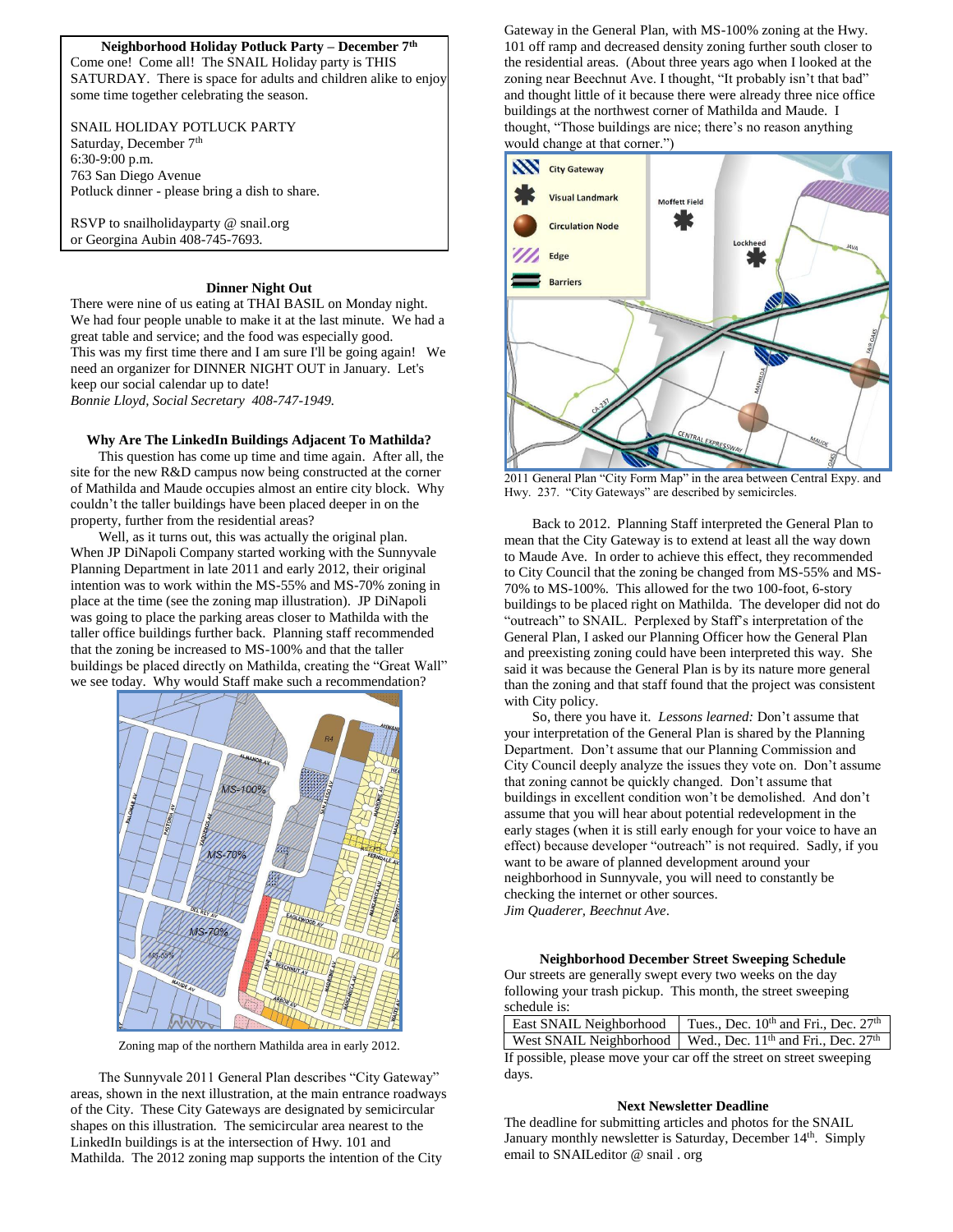### Neighborhood Holiday Potluck Party – December 7th

Come one! Come all! The SNAIL Holiday party is THIS SATURDAY. There is space for adults and children alike to enjoy some time together celebrating the season.

SNAIL HOLIDAY POTLUCK PARTY
Saturday, December 7th
6:30-9:00 p.m.
763 San Diego Avenue
Potluck dinner - please bring a dish to share.

RSVP to snailholidayparty @ snail.org
or Georgina Aubin 408-745-7693.

### Dinner Night Out

There were nine of us eating at THAI BASIL on Monday night. We had four people unable to make it at the last minute. We had a great table and service; and the food was especially good. This was my first time there and I am sure I'll be going again! We need an organizer for DINNER NIGHT OUT in January. Let's keep our social calendar up to date!
*Bonnie Lloyd, Social Secretary 408-747-1949.*

### Why Are The LinkedIn Buildings Adjacent To Mathilda?

This question has come up time and time again. After all, the site for the new R&D campus now being constructed at the corner of Mathilda and Maude occupies almost an entire city block. Why couldn't the taller buildings have been placed deeper in on the property, further from the residential areas?

Well, as it turns out, this was actually the original plan. When JP DiNapoli Company started working with the Sunnyvale Planning Department in late 2011 and early 2012, their original intention was to work within the MS-55% and MS-70% zoning in place at the time (see the zoning map illustration). JP DiNapoli was going to place the parking areas closer to Mathilda with the taller office buildings further back. Planning staff recommended that the zoning be increased to MS-100% and that the taller buildings be placed directly on Mathilda, creating the "Great Wall" we see today. Why would Staff make such a recommendation?

Zoning map of the northern Mathilda area in early 2012.

The Sunnyvale 2011 General Plan describes "City Gateway" areas, shown in the next illustration, at the main entrance roadways of the City. These City Gateways are designated by semicircular shapes on this illustration. The semicircular area nearest to the LinkedIn buildings is at the intersection of Hwy. 101 and Mathilda. The 2012 zoning map supports the intention of the City Gateway in the General Plan, with MS-100% zoning at the Hwy. 101 off ramp and decreased density zoning further south closer to the residential areas. (About three years ago when I looked at the zoning near Beechnut Ave. I thought, "It probably isn't that bad" and thought little of it because there were already three nice office buildings at the northwest corner of Mathilda and Maude. I thought, "Those buildings are nice; there's no reason anything would change at that corner.")

2011 General Plan "City Form Map" in the area between Central Expy. and Hwy. 237. "City Gateways" are described by semicircles.

Back to 2012. Planning Staff interpreted the General Plan to mean that the City Gateway is to extend at least all the way down to Maude Ave. In order to achieve this effect, they recommended to City Council that the zoning be changed from MS-55% and MS-70% to MS-100%. This allowed for the two 100-foot, 6-story buildings to be placed right on Mathilda. The developer did not do "outreach" to SNAIL. Perplexed by Staff's interpretation of the General Plan, I asked our Planning Officer how the General Plan and preexisting zoning could have been interpreted this way. She said it was because the General Plan is by its nature more general than the zoning and that staff found that the project was consistent with City policy.

So, there you have it. *Lessons learned:* Don't assume that your interpretation of the General Plan is shared by the Planning Department. Don't assume that our Planning Commission and City Council deeply analyze the issues they vote on. Don't assume that zoning cannot be quickly changed. Don't assume that buildings in excellent condition won't be demolished. And don't assume that you will hear about potential redevelopment in the early stages (when it is still early enough for your voice to have an effect) because developer "outreach" is not required. Sadly, if you want to be aware of planned development around your neighborhood in Sunnyvale, you will need to constantly be checking the internet or other sources.
*Jim Quaderer, Beechnut Ave.*

### Neighborhood December Street Sweeping Schedule

Our streets are generally swept every two weeks on the day following your trash pickup. This month, the street sweeping schedule is:

| Neighborhood | Dates |
|---|---|
| East SNAIL Neighborhood | Tues., Dec. 10th and Fri., Dec. 27th |
| West SNAIL Neighborhood | Wed., Dec. 11th and Fri., Dec. 27th |

If possible, please move your car off the street on street sweeping days.

### Next Newsletter Deadline

The deadline for submitting articles and photos for the SNAIL January monthly newsletter is Saturday, December 14th. Simply email to SNAILeditor @ snail . org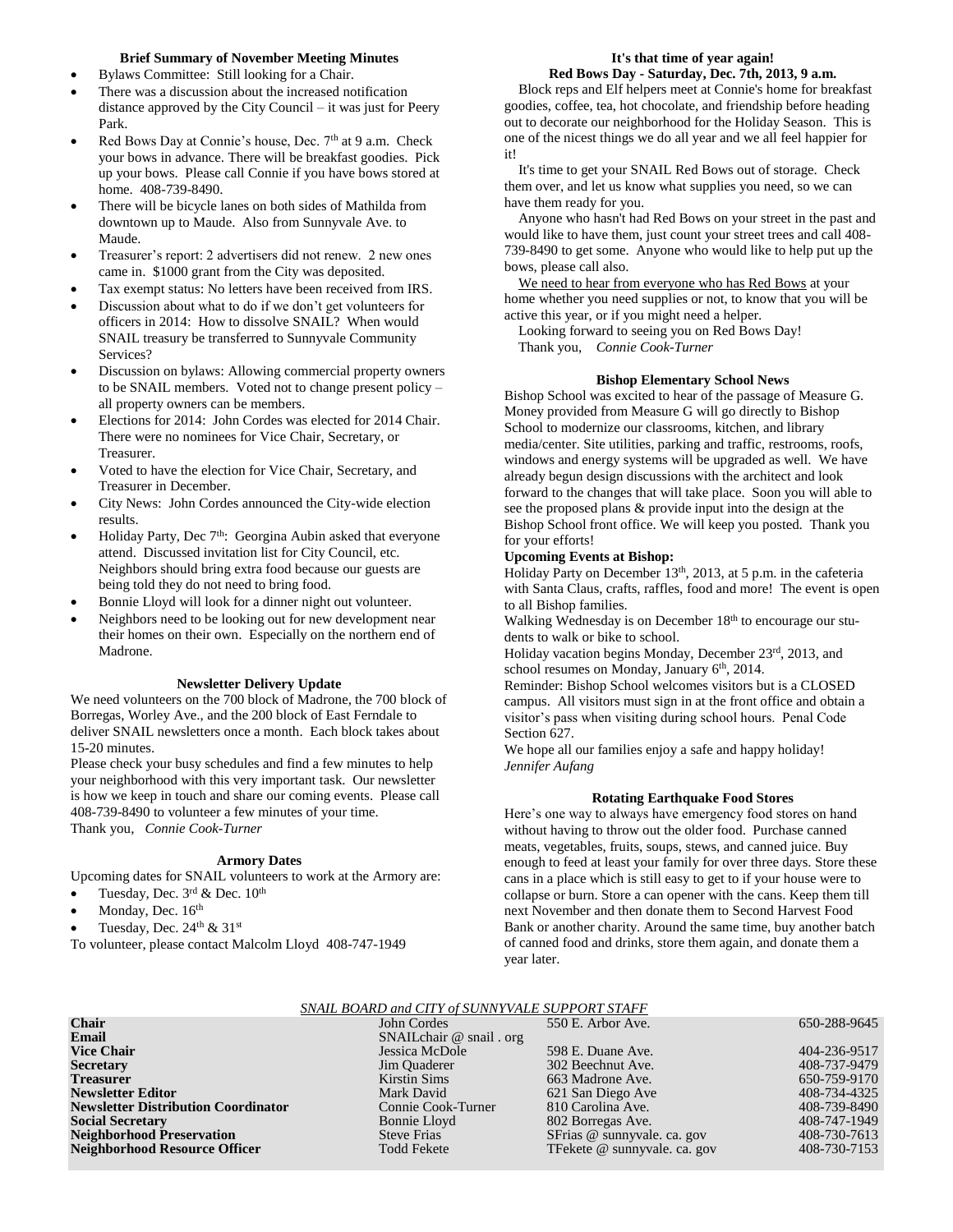### Brief Summary of November Meeting Minutes

- Bylaws Committee: Still looking for a Chair.
- There was a discussion about the increased notification distance approved by the City Council – it was just for Peery Park.
- Red Bows Day at Connie's house, Dec. 7th at 9 a.m. Check your bows in advance. There will be breakfast goodies. Pick up your bows. Please call Connie if you have bows stored at home. 408-739-8490.
- There will be bicycle lanes on both sides of Mathilda from downtown up to Maude. Also from Sunnyvale Ave. to Maude.
- Treasurer's report: 2 advertisers did not renew. 2 new ones came in. $1000 grant from the City was deposited.
- Tax exempt status: No letters have been received from IRS.
- Discussion about what to do if we don't get volunteers for officers in 2014: How to dissolve SNAIL? When would SNAIL treasury be transferred to Sunnyvale Community Services?
- Discussion on bylaws: Allowing commercial property owners to be SNAIL members. Voted not to change present policy – all property owners can be members.
- Elections for 2014: John Cordes was elected for 2014 Chair. There were no nominees for Vice Chair, Secretary, or Treasurer.
- Voted to have the election for Vice Chair, Secretary, and Treasurer in December.
- City News: John Cordes announced the City-wide election results.
- Holiday Party, Dec 7th: Georgina Aubin asked that everyone attend. Discussed invitation list for City Council, etc. Neighbors should bring extra food because our guests are being told they do not need to bring food.
- Bonnie Lloyd will look for a dinner night out volunteer.
- Neighbors need to be looking out for new development near their homes on their own. Especially on the northern end of Madrone.

### Newsletter Delivery Update

We need volunteers on the 700 block of Madrone, the 700 block of Borregas, Worley Ave., and the 200 block of East Ferndale to deliver SNAIL newsletters once a month. Each block takes about 15-20 minutes.

Please check your busy schedules and find a few minutes to help your neighborhood with this very important task. Our newsletter is how we keep in touch and share our coming events. Please call 408-739-8490 to volunteer a few minutes of your time.

Thank you, *Connie Cook-Turner*

### Armory Dates

Upcoming dates for SNAIL volunteers to work at the Armory are:

- Tuesday, Dec. 3rd & Dec. 10th
- Monday, Dec. 16th
- Tuesday, Dec. 24th & 31st

To volunteer, please contact Malcolm Lloyd 408-747-1949

### It's that time of year again!
### Red Bows Day - Saturday, Dec. 7th, 2013, 9 a.m.

Block reps and Elf helpers meet at Connie's home for breakfast goodies, coffee, tea, hot chocolate, and friendship before heading out to decorate our neighborhood for the Holiday Season. This is one of the nicest things we do all year and we all feel happier for it!

It's time to get your SNAIL Red Bows out of storage. Check them over, and let us know what supplies you need, so we can have them ready for you.

Anyone who hasn't had Red Bows on your street in the past and would like to have them, just count your street trees and call 408-739-8490 to get some. Anyone who would like to help put up the bows, please call also.

We need to hear from everyone who has Red Bows at your home whether you need supplies or not, to know that you will be active this year, or if you might need a helper.

Looking forward to seeing you on Red Bows Day!

Thank you, *Connie Cook-Turner*

### Bishop Elementary School News

Bishop School was excited to hear of the passage of Measure G. Money provided from Measure G will go directly to Bishop School to modernize our classrooms, kitchen, and library media/center. Site utilities, parking and traffic, restrooms, roofs, windows and energy systems will be upgraded as well. We have already begun design discussions with the architect and look forward to the changes that will take place. Soon you will able to see the proposed plans & provide input into the design at the Bishop School front office. We will keep you posted. Thank you for your efforts!

**Upcoming Events at Bishop:**

Holiday Party on December 13th, 2013, at 5 p.m. in the cafeteria with Santa Claus, crafts, raffles, food and more! The event is open to all Bishop families.

Walking Wednesday is on December 18th to encourage our students to walk or bike to school.

Holiday vacation begins Monday, December 23rd, 2013, and school resumes on Monday, January 6th, 2014.

Reminder: Bishop School welcomes visitors but is a CLOSED campus. All visitors must sign in at the front office and obtain a visitor's pass when visiting during school hours. Penal Code Section 627.

We hope all our families enjoy a safe and happy holiday!

*Jennifer Aufang*

### Rotating Earthquake Food Stores

Here's one way to always have emergency food stores on hand without having to throw out the older food. Purchase canned meats, vegetables, fruits, soups, stews, and canned juice. Buy enough to feed at least your family for over three days. Store these cans in a place which is still easy to get to if your house were to collapse or burn. Store a can opener with the cans. Keep them till next November and then donate them to Second Harvest Food Bank or another charity. Around the same time, buy another batch of canned food and drinks, store them again, and donate them a year later.

*SNAIL BOARD and CITY of SUNNYVALE SUPPORT STAFF*

| | | | |
|---|---|---|---|
| **Chair** | John Cordes | 550 E. Arbor Ave. | 650-288-9645 |
| **Email** | SNAILchair @ snail . org | | |
| **Vice Chair** | Jessica McDole | 598 E. Duane Ave. | 404-236-9517 |
| **Secretary** | Jim Quaderer | 302 Beechnut Ave. | 408-737-9479 |
| **Treasurer** | Kirstin Sims | 663 Madrone Ave. | 650-759-9170 |
| **Newsletter Editor** | Mark David | 621 San Diego Ave | 408-734-4325 |
| **Newsletter Distribution Coordinator** | Connie Cook-Turner | 810 Carolina Ave. | 408-739-8490 |
| **Social Secretary** | Bonnie Lloyd | 802 Borregas Ave. | 408-747-1949 |
| **Neighborhood Preservation** | Steve Frias | SFrias @ sunnyvale. ca. gov | 408-730-7613 |
| **Neighborhood Resource Officer** | Todd Fekete | TFekete @ sunnyvale. ca. gov | 408-730-7153 |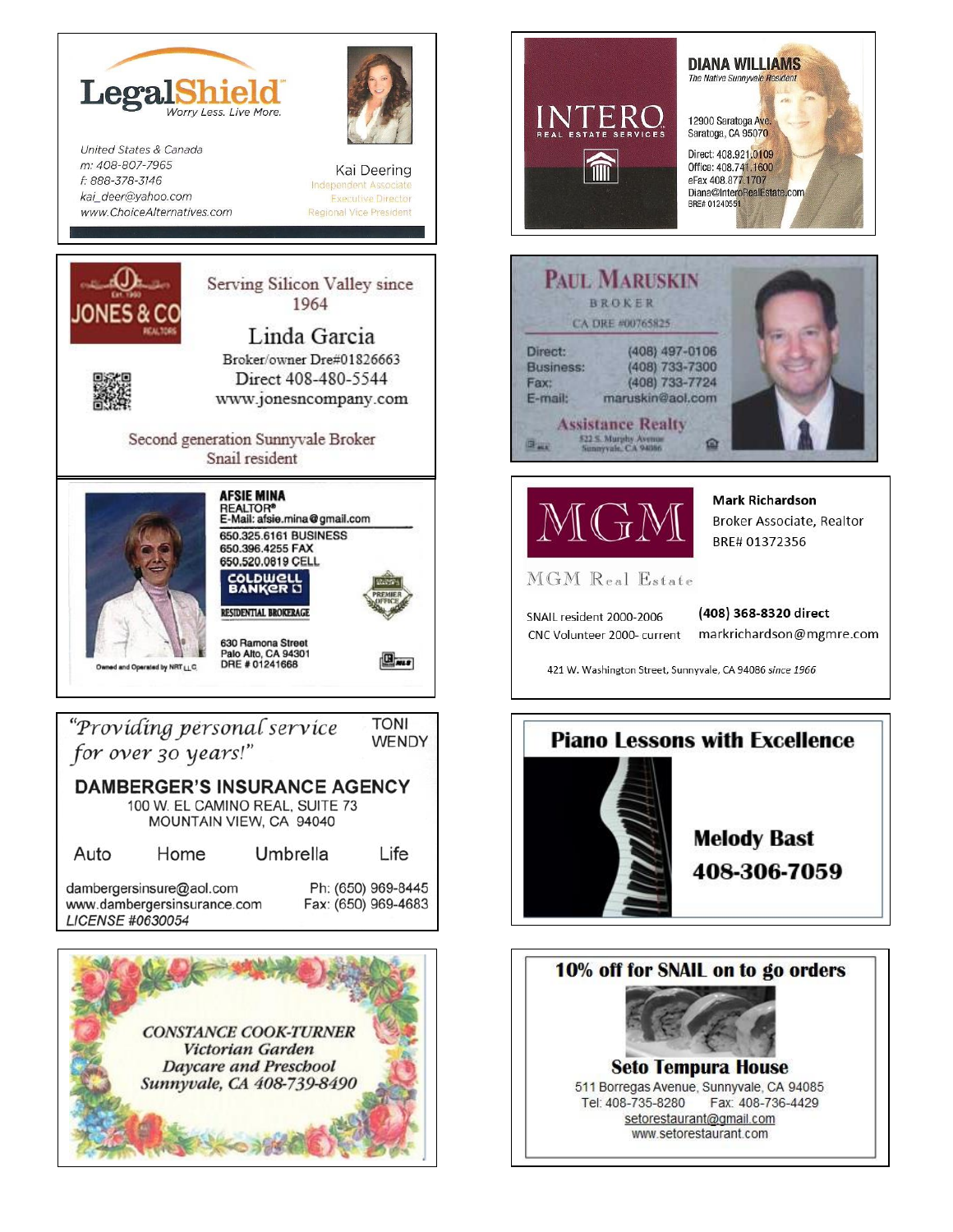**LegalShield**
*Worry Less. Live More.*

United States & Canada
m: 408-807-7965
f: 888-378-3146
kai_deer@yahoo.com
www.ChoiceAlternatives.com

Kai Deering
Independent Associate
Executive Director
Regional Vice President

---

**DIANA WILLIAMS**
*The Native Sunnyvale Resident*

INTERO REAL ESTATE SERVICES

12900 Saratoga Ave.
Saratoga, CA 95070
Direct: 408.921.0109
Office: 408.741.1600
eFax 408.877.1707
Diana@InteroRealEstate.com
BRE# 01240551

---

JONES & CO REALTORS
Est. 1900

Serving Silicon Valley since 1964

Linda Garcia
Broker/owner Dre#01826663
Direct 408-480-5544
www.jonesncompany.com

Second generation Sunnyvale Broker
Snail resident

---

**PAUL MARUSKIN**
BROKER
CA DRE #00765825

Direct: (408) 497-0106
Business: (408) 733-7300
Fax: (408) 733-7724
E-mail: maruskin@aol.com

Assistance Realty
522 S. Murphy Avenue
Sunnyvale, CA 94086

---

**AFSIE MINA**
REALTOR®
E-Mail: afsie.mina@gmail.com
650.325.6161 BUSINESS
650.396.4255 FAX
650.520.0819 CELL

COLDWELL BANKER
RESIDENTIAL BROKERAGE
PREMIER OFFICE

630 Ramona Street
Palo Alto, CA 94301
DRE # 01241668

Owned and Operated by NRT LLC

---

MGM
MGM Real Estate

**Mark Richardson**
Broker Associate, Realtor
BRE# 01372356

SNAIL resident 2000-2006
CNC Volunteer 2000- current

**(408) 368-8320 direct**
markrichardson@mgmre.com

421 W. Washington Street, Sunnyvale, CA 94086 *since 1966*

---

*"Providing personal service for over 30 years!"*

TONI
WENDY

**DAMBERGER'S INSURANCE AGENCY**
100 W. EL CAMINO REAL, SUITE 73
MOUNTAIN VIEW, CA 94040

Auto Home Umbrella Life

dambergersinsure@aol.com
www.dambergersinsurance.com
Ph: (650) 969-8445
Fax: (650) 969-4683
*LICENSE #0630054*

---

**Piano Lessons with Excellence**

**Melody Bast**
**408-306-7059**

---

***CONSTANCE COOK-TURNER***
***Victorian Garden***
***Daycare and Preschool***
***Sunnyvale, CA 408-739-8490***

---

**10% off for SNAIL on to go orders**

**Seto Tempura House**
511 Borregas Avenue, Sunnyvale, CA 94085
Tel: 408-735-8280 Fax: 408-736-4429
setorestaurant@gmail.com
www.setorestaurant.com